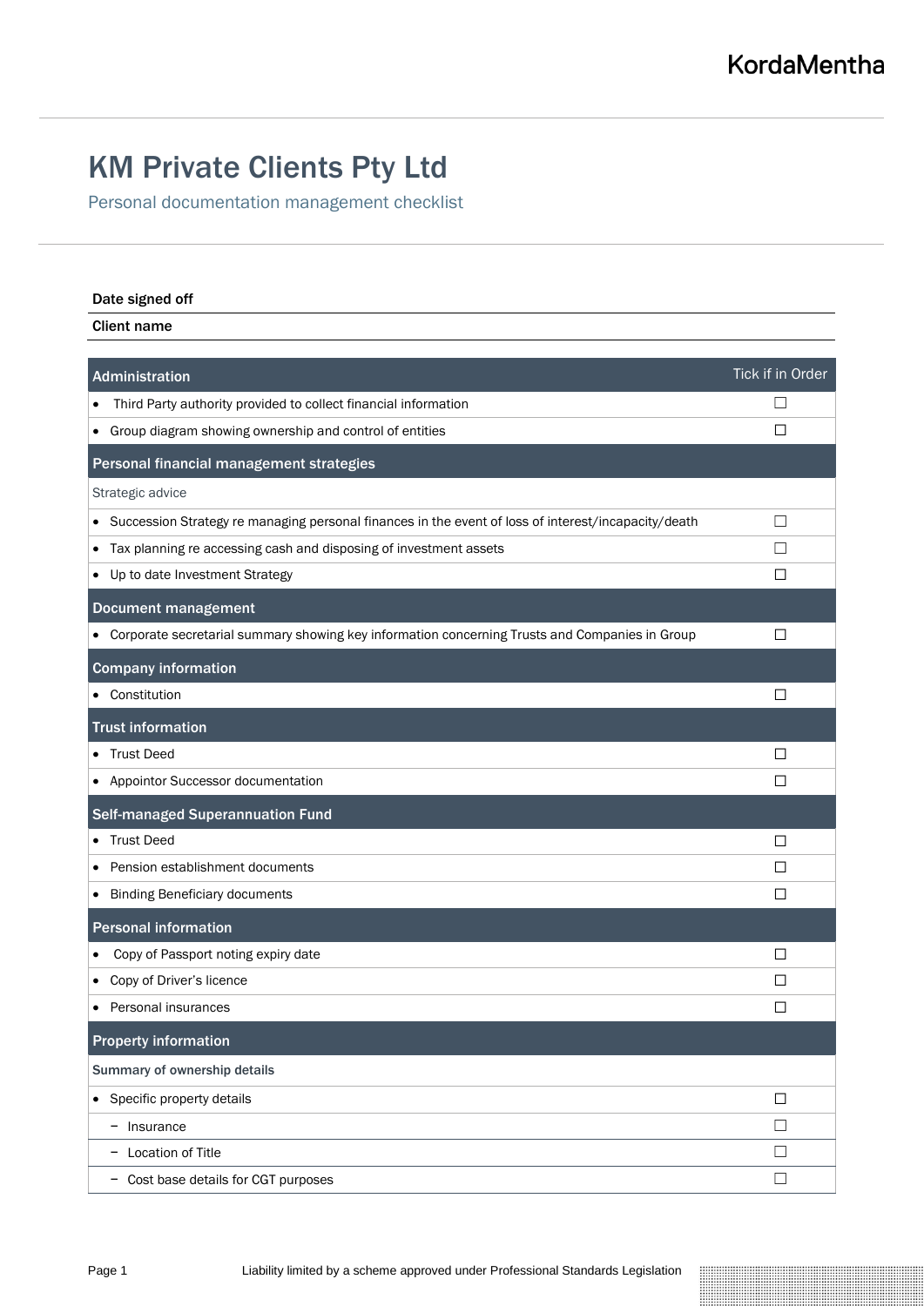KordaMentha

# KM Private Clients Pty Ltd

## Personal documentation management checklist

**Date signed off**

**Client name**

| Administration | Tick if in Order |
|---|---|
| • Third Party authority provided to collect financial information | ☐ |
| • Group diagram showing ownership and control of entities | ☐ |
| **Personal financial management strategies** | |
| Strategic advice | |
| • Succession Strategy re managing personal finances in the event of loss of interest/incapacity/death | ☐ |
| • Tax planning re accessing cash and disposing of investment assets | ☐ |
| • Up to date Investment Strategy | ☐ |
| **Document management** | |
| • Corporate secretarial summary showing key information concerning Trusts and Companies in Group | ☐ |
| **Company information** | |
| • Constitution | ☐ |
| **Trust information** | |
| • Trust Deed | ☐ |
| • Appointor Successor documentation | ☐ |
| **Self-managed Superannuation Fund** | |
| • Trust Deed | ☐ |
| • Pension establishment documents | ☐ |
| • Binding Beneficiary documents | ☐ |
| **Personal information** | |
| • Copy of Passport noting expiry date | ☐ |
| • Copy of Driver's licence | ☐ |
| • Personal insurances | ☐ |
| **Property information** | |
| Summary of ownership details | |
| • Specific property details | ☐ |
| − Insurance | ☐ |
| − Location of Title | ☐ |
| − Cost base details for CGT purposes | ☐ |

Liability limited by a scheme approved under Professional Standards Legislation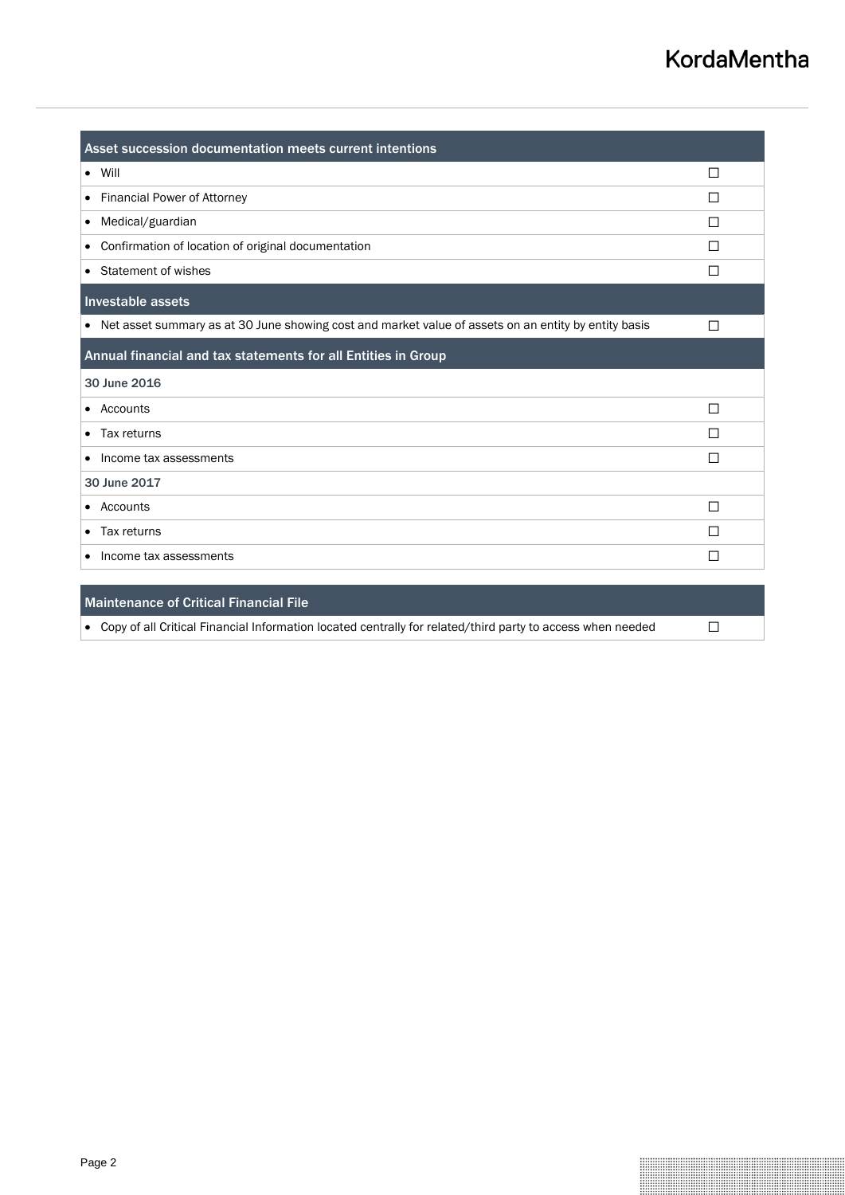| Asset succession documentation meets current intentions | |
|---|---|
| • Will | ☐ |
| • Financial Power of Attorney | ☐ |
| • Medical/guardian | ☐ |
| • Confirmation of location of original documentation | ☐ |
| • Statement of wishes | ☐ |
| **Investable assets** | |
| • Net asset summary as at 30 June showing cost and market value of assets on an entity by entity basis | ☐ |
| **Annual financial and tax statements for all Entities in Group** | |
| 30 June 2016 | |
| • Accounts | ☐ |
| • Tax returns | ☐ |
| • Income tax assessments | ☐ |
| 30 June 2017 | |
| • Accounts | ☐ |
| • Tax returns | ☐ |
| • Income tax assessments | ☐ |

| Maintenance of Critical Financial File | |
|---|---|
| • Copy of all Critical Financial Information located centrally for related/third party to access when needed | ☐ |